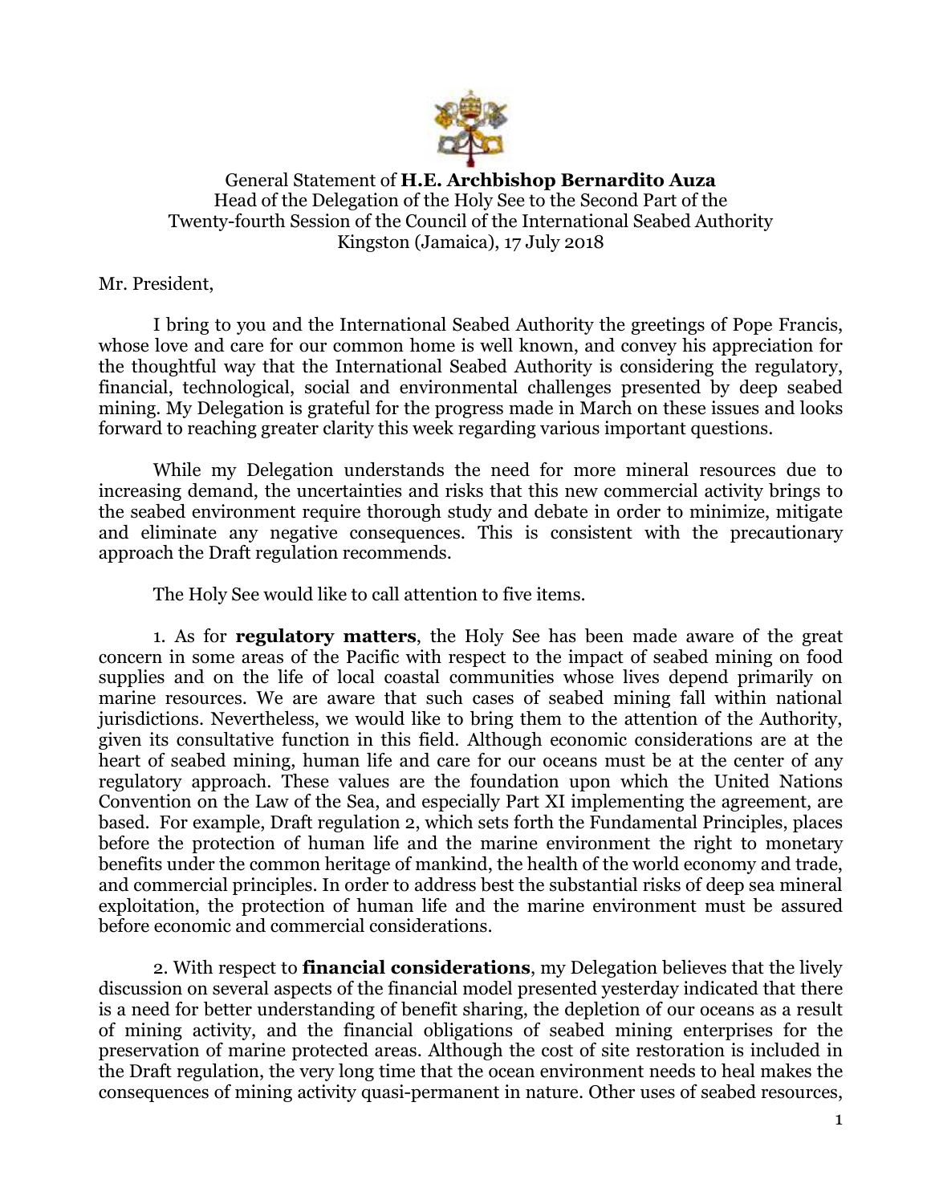General Statement of **H.E. Archbishop Bernardito Auza**
Head of the Delegation of the Holy See to the Second Part of the
Twenty-fourth Session of the Council of the International Seabed Authority
Kingston (Jamaica), 17 July 2018

Mr. President,

I bring to you and the International Seabed Authority the greetings of Pope Francis, whose love and care for our common home is well known, and convey his appreciation for the thoughtful way that the International Seabed Authority is considering the regulatory, financial, technological, social and environmental challenges presented by deep seabed mining. My Delegation is grateful for the progress made in March on these issues and looks forward to reaching greater clarity this week regarding various important questions.

While my Delegation understands the need for more mineral resources due to increasing demand, the uncertainties and risks that this new commercial activity brings to the seabed environment require thorough study and debate in order to minimize, mitigate and eliminate any negative consequences. This is consistent with the precautionary approach the Draft regulation recommends.

The Holy See would like to call attention to five items.

1. As for **regulatory matters**, the Holy See has been made aware of the great concern in some areas of the Pacific with respect to the impact of seabed mining on food supplies and on the life of local coastal communities whose lives depend primarily on marine resources. We are aware that such cases of seabed mining fall within national jurisdictions. Nevertheless, we would like to bring them to the attention of the Authority, given its consultative function in this field. Although economic considerations are at the heart of seabed mining, human life and care for our oceans must be at the center of any regulatory approach. These values are the foundation upon which the United Nations Convention on the Law of the Sea, and especially Part XI implementing the agreement, are based. For example, Draft regulation 2, which sets forth the Fundamental Principles, places before the protection of human life and the marine environment the right to monetary benefits under the common heritage of mankind, the health of the world economy and trade, and commercial principles. In order to address best the substantial risks of deep sea mineral exploitation, the protection of human life and the marine environment must be assured before economic and commercial considerations.

2. With respect to **financial considerations**, my Delegation believes that the lively discussion on several aspects of the financial model presented yesterday indicated that there is a need for better understanding of benefit sharing, the depletion of our oceans as a result of mining activity, and the financial obligations of seabed mining enterprises for the preservation of marine protected areas. Although the cost of site restoration is included in the Draft regulation, the very long time that the ocean environment needs to heal makes the consequences of mining activity quasi-permanent in nature. Other uses of seabed resources,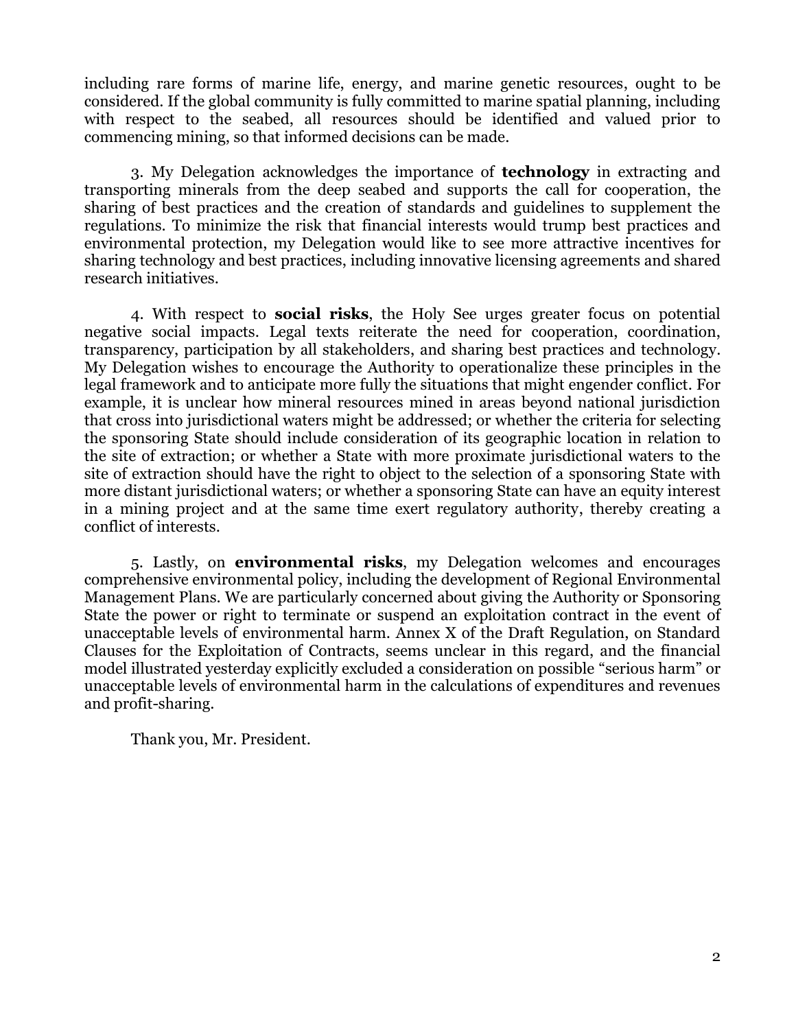including rare forms of marine life, energy, and marine genetic resources, ought to be considered. If the global community is fully committed to marine spatial planning, including with respect to the seabed, all resources should be identified and valued prior to commencing mining, so that informed decisions can be made.

3. My Delegation acknowledges the importance of **technology** in extracting and transporting minerals from the deep seabed and supports the call for cooperation, the sharing of best practices and the creation of standards and guidelines to supplement the regulations. To minimize the risk that financial interests would trump best practices and environmental protection, my Delegation would like to see more attractive incentives for sharing technology and best practices, including innovative licensing agreements and shared research initiatives.

4. With respect to **social risks**, the Holy See urges greater focus on potential negative social impacts. Legal texts reiterate the need for cooperation, coordination, transparency, participation by all stakeholders, and sharing best practices and technology. My Delegation wishes to encourage the Authority to operationalize these principles in the legal framework and to anticipate more fully the situations that might engender conflict. For example, it is unclear how mineral resources mined in areas beyond national jurisdiction that cross into jurisdictional waters might be addressed; or whether the criteria for selecting the sponsoring State should include consideration of its geographic location in relation to the site of extraction; or whether a State with more proximate jurisdictional waters to the site of extraction should have the right to object to the selection of a sponsoring State with more distant jurisdictional waters; or whether a sponsoring State can have an equity interest in a mining project and at the same time exert regulatory authority, thereby creating a conflict of interests.

5. Lastly, on **environmental risks**, my Delegation welcomes and encourages comprehensive environmental policy, including the development of Regional Environmental Management Plans. We are particularly concerned about giving the Authority or Sponsoring State the power or right to terminate or suspend an exploitation contract in the event of unacceptable levels of environmental harm. Annex X of the Draft Regulation, on Standard Clauses for the Exploitation of Contracts, seems unclear in this regard, and the financial model illustrated yesterday explicitly excluded a consideration on possible "serious harm" or unacceptable levels of environmental harm in the calculations of expenditures and revenues and profit-sharing.

Thank you, Mr. President.